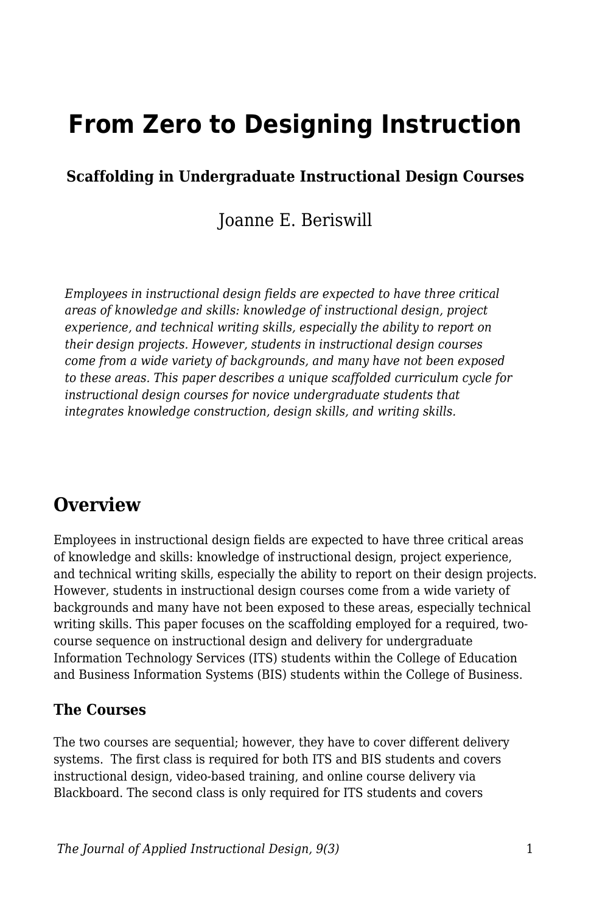# From Zero to Designing Instruction

### Scaffolding in Undergraduate Instructional Design Courses

Joanne E. Beriswill

*Employees in instructional design fields are expected to have three critical areas of knowledge and skills: knowledge of instructional design, project experience, and technical writing skills, especially the ability to report on their design projects. However, students in instructional design courses come from a wide variety of backgrounds, and many have not been exposed to these areas. This paper describes a unique scaffolded curriculum cycle for instructional design courses for novice undergraduate students that integrates knowledge construction, design skills, and writing skills.*

## Overview

Employees in instructional design fields are expected to have three critical areas of knowledge and skills: knowledge of instructional design, project experience, and technical writing skills, especially the ability to report on their design projects. However, students in instructional design courses come from a wide variety of backgrounds and many have not been exposed to these areas, especially technical writing skills. This paper focuses on the scaffolding employed for a required, two-course sequence on instructional design and delivery for undergraduate Information Technology Services (ITS) students within the College of Education and Business Information Systems (BIS) students within the College of Business.

### The Courses

The two courses are sequential; however, they have to cover different delivery systems. The first class is required for both ITS and BIS students and covers instructional design, video-based training, and online course delivery via Blackboard. The second class is only required for ITS students and covers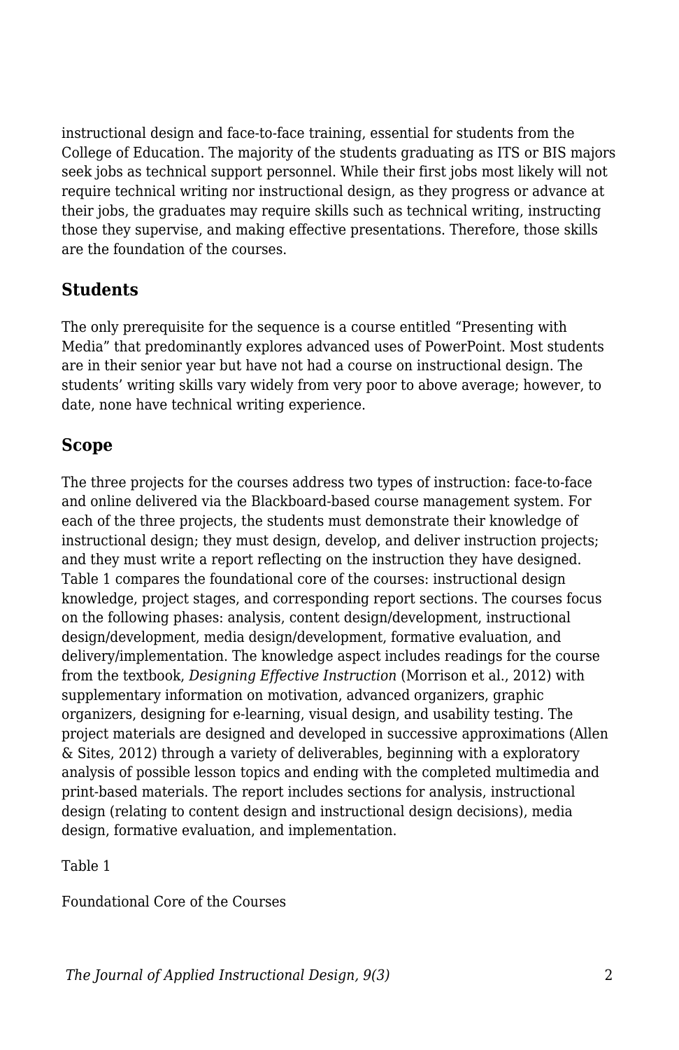instructional design and face-to-face training, essential for students from the College of Education. The majority of the students graduating as ITS or BIS majors seek jobs as technical support personnel. While their first jobs most likely will not require technical writing nor instructional design, as they progress or advance at their jobs, the graduates may require skills such as technical writing, instructing those they supervise, and making effective presentations. Therefore, those skills are the foundation of the courses.

## Students

The only prerequisite for the sequence is a course entitled "Presenting with Media" that predominantly explores advanced uses of PowerPoint. Most students are in their senior year but have not had a course on instructional design. The students' writing skills vary widely from very poor to above average; however, to date, none have technical writing experience.

## Scope

The three projects for the courses address two types of instruction: face-to-face and online delivered via the Blackboard-based course management system. For each of the three projects, the students must demonstrate their knowledge of instructional design; they must design, develop, and deliver instruction projects; and they must write a report reflecting on the instruction they have designed. Table 1 compares the foundational core of the courses: instructional design knowledge, project stages, and corresponding report sections. The courses focus on the following phases: analysis, content design/development, instructional design/development, media design/development, formative evaluation, and delivery/implementation. The knowledge aspect includes readings for the course from the textbook, *Designing Effective Instruction* (Morrison et al., 2012) with supplementary information on motivation, advanced organizers, graphic organizers, designing for e-learning, visual design, and usability testing. The project materials are designed and developed in successive approximations (Allen & Sites, 2012) through a variety of deliverables, beginning with a exploratory analysis of possible lesson topics and ending with the completed multimedia and print-based materials. The report includes sections for analysis, instructional design (relating to content design and instructional design decisions), media design, formative evaluation, and implementation.

Table 1

Foundational Core of the Courses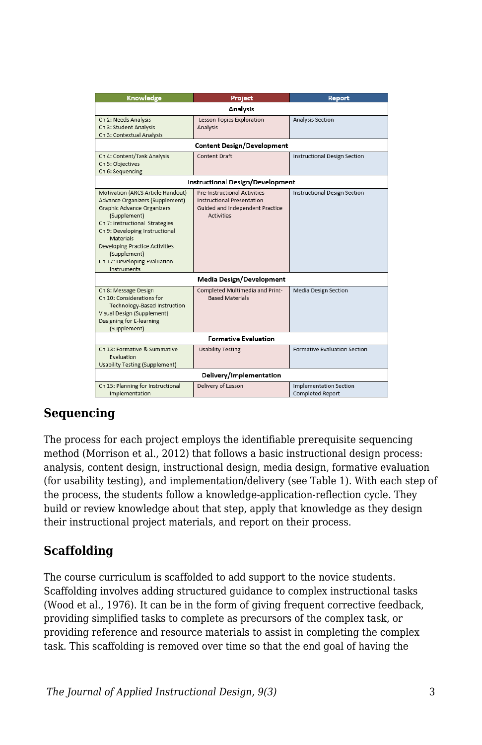| Knowledge | Project | Report |
|---|---|---|
| **Analysis** | | |
| Ch 2: Needs Analysis<br>Ch 3: Student Analysis<br>Ch 3: Contextual Analysis | Lesson Topics Exploration Analysis | Analysis Section |
| **Content Design/Development** | | |
| Ch 4: Content/Task Analysis<br>Ch 5: Objectives<br>Ch 6: Sequencing | Content Draft | Instructional Design Section |
| **Instructional Design/Development** | | |
| Motivation (ARCS Article Handout)<br>Advance Organizers (Supplement)<br>Graphic Advance Organizers (Supplement)<br>Ch 7: Instructional Strategies<br>Ch 9: Developing Instructional Materials<br>Developing Practice Activities (Supplement)<br>Ch 12: Developing Evaluation Instruments | Pre-Instructional Activities<br>Instructional Presentation<br>Guided and Independent Practice Activities | Instructional Design Section |
| **Media Design/Development** | | |
| Ch 8: Message Design<br>Ch 10: Considerations for Technology-Based Instruction<br>Visual Design (Supplement)<br>Designing for E-learning (Supplement) | Completed Multimedia and Print-Based Materials | Media Design Section |
| **Formative Evaluation** | | |
| Ch 13: Formative & Summative Evaluation<br>Usability Testing (Supplement) | Usability Testing | Formative Evaluation Section |
| **Delivery/Implementation** | | |
| Ch 15: Planning for Instructional Implementation | Delivery of Lesson | Implementation Section<br>Completed Report |

## Sequencing

The process for each project employs the identifiable prerequisite sequencing method (Morrison et al., 2012) that follows a basic instructional design process: analysis, content design, instructional design, media design, formative evaluation (for usability testing), and implementation/delivery (see Table 1). With each step of the process, the students follow a knowledge-application-reflection cycle. They build or review knowledge about that step, apply that knowledge as they design their instructional project materials, and report on their process.

## Scaffolding

The course curriculum is scaffolded to add support to the novice students. Scaffolding involves adding structured guidance to complex instructional tasks (Wood et al., 1976). It can be in the form of giving frequent corrective feedback, providing simplified tasks to complete as precursors of the complex task, or providing reference and resource materials to assist in completing the complex task. This scaffolding is removed over time so that the end goal of having the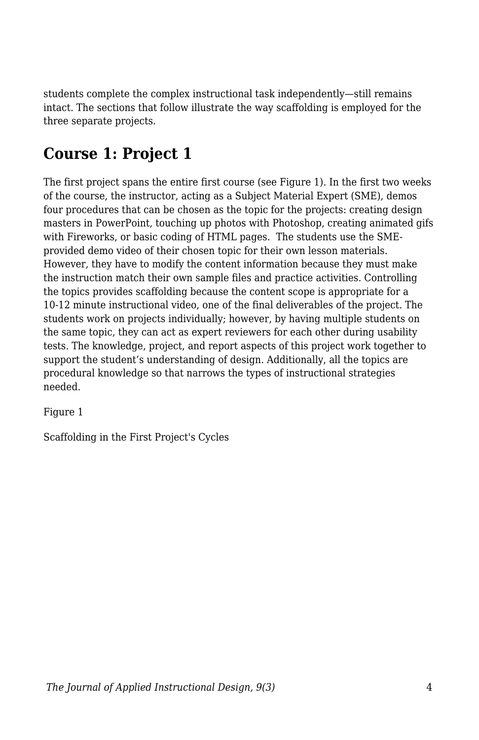students complete the complex instructional task independently—still remains intact. The sections that follow illustrate the way scaffolding is employed for the three separate projects.

## Course 1: Project 1

The first project spans the entire first course (see Figure 1). In the first two weeks of the course, the instructor, acting as a Subject Material Expert (SME), demos four procedures that can be chosen as the topic for the projects: creating design masters in PowerPoint, touching up photos with Photoshop, creating animated gifs with Fireworks, or basic coding of HTML pages.  The students use the SME-provided demo video of their chosen topic for their own lesson materials. However, they have to modify the content information because they must make the instruction match their own sample files and practice activities. Controlling the topics provides scaffolding because the content scope is appropriate for a 10-12 minute instructional video, one of the final deliverables of the project. The students work on projects individually; however, by having multiple students on the same topic, they can act as expert reviewers for each other during usability tests. The knowledge, project, and report aspects of this project work together to support the student’s understanding of design. Additionally, all the topics are procedural knowledge so that narrows the types of instructional strategies needed.

Figure 1

Scaffolding in the First Project's Cycles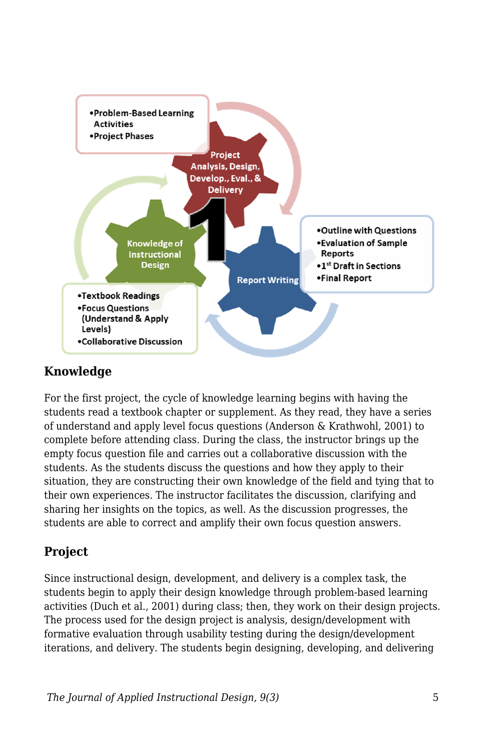## Knowledge

For the first project, the cycle of knowledge learning begins with having the students read a textbook chapter or supplement. As they read, they have a series of understand and apply level focus questions (Anderson & Krathwohl, 2001) to complete before attending class. During the class, the instructor brings up the empty focus question file and carries out a collaborative discussion with the students. As the students discuss the questions and how they apply to their situation, they are constructing their own knowledge of the field and tying that to their own experiences. The instructor facilitates the discussion, clarifying and sharing her insights on the topics, as well. As the discussion progresses, the students are able to correct and amplify their own focus question answers.

## Project

Since instructional design, development, and delivery is a complex task, the students begin to apply their design knowledge through problem-based learning activities (Duch et al., 2001) during class; then, they work on their design projects. The process used for the design project is analysis, design/development with formative evaluation through usability testing during the design/development iterations, and delivery. The students begin designing, developing, and delivering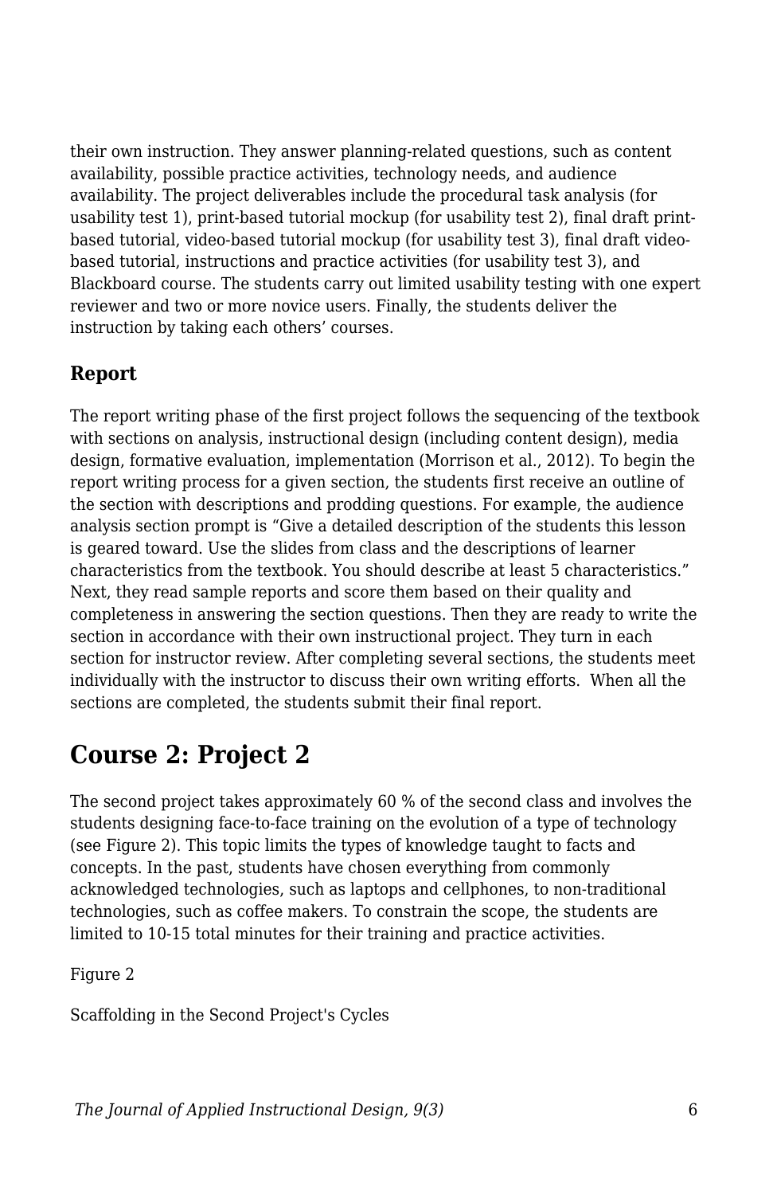their own instruction. They answer planning-related questions, such as content availability, possible practice activities, technology needs, and audience availability. The project deliverables include the procedural task analysis (for usability test 1), print-based tutorial mockup (for usability test 2), final draft print-based tutorial, video-based tutorial mockup (for usability test 3), final draft video-based tutorial, instructions and practice activities (for usability test 3), and Blackboard course. The students carry out limited usability testing with one expert reviewer and two or more novice users. Finally, the students deliver the instruction by taking each others' courses.

### Report

The report writing phase of the first project follows the sequencing of the textbook with sections on analysis, instructional design (including content design), media design, formative evaluation, implementation (Morrison et al., 2012). To begin the report writing process for a given section, the students first receive an outline of the section with descriptions and prodding questions. For example, the audience analysis section prompt is "Give a detailed description of the students this lesson is geared toward. Use the slides from class and the descriptions of learner characteristics from the textbook. You should describe at least 5 characteristics." Next, they read sample reports and score them based on their quality and completeness in answering the section questions. Then they are ready to write the section in accordance with their own instructional project. They turn in each section for instructor review. After completing several sections, the students meet individually with the instructor to discuss their own writing efforts. When all the sections are completed, the students submit their final report.

## Course 2: Project 2

The second project takes approximately 60 % of the second class and involves the students designing face-to-face training on the evolution of a type of technology (see Figure 2). This topic limits the types of knowledge taught to facts and concepts. In the past, students have chosen everything from commonly acknowledged technologies, such as laptops and cellphones, to non-traditional technologies, such as coffee makers. To constrain the scope, the students are limited to 10-15 total minutes for their training and practice activities.

Figure 2

Scaffolding in the Second Project's Cycles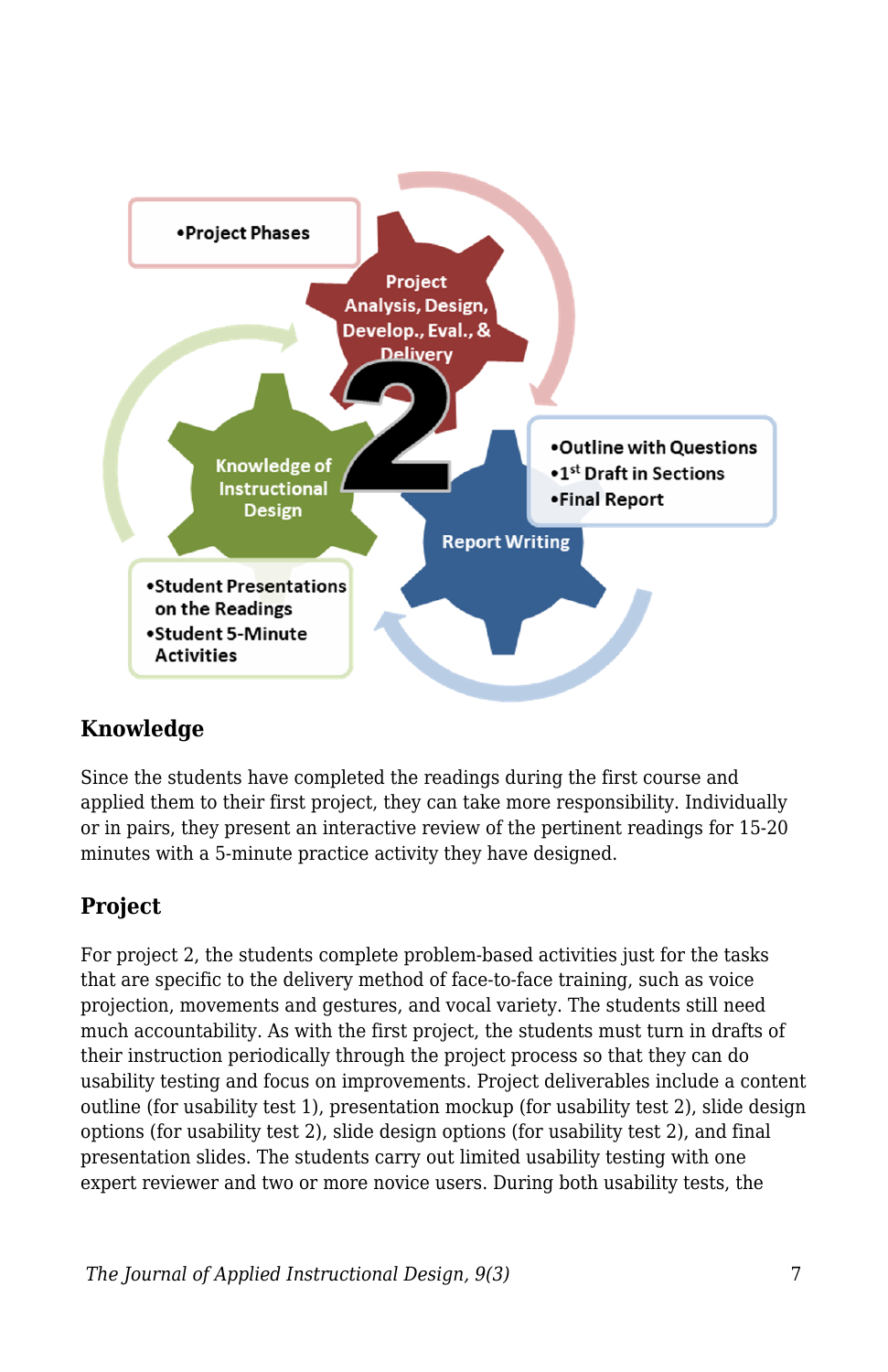- Project Phases

Project Analysis, Design, Develop., Eval., & Delivery

2

Knowledge of Instructional Design

- Student Presentations on the Readings
- Student 5-Minute Activities

Report Writing

- Outline with Questions
- 1st Draft in Sections
- Final Report

### Knowledge

Since the students have completed the readings during the first course and applied them to their first project, they can take more responsibility. Individually or in pairs, they present an interactive review of the pertinent readings for 15-20 minutes with a 5-minute practice activity they have designed.

### Project

For project 2, the students complete problem-based activities just for the tasks that are specific to the delivery method of face-to-face training, such as voice projection, movements and gestures, and vocal variety. The students still need much accountability. As with the first project, the students must turn in drafts of their instruction periodically through the project process so that they can do usability testing and focus on improvements. Project deliverables include a content outline (for usability test 1), presentation mockup (for usability test 2), slide design options (for usability test 2), slide design options (for usability test 2), and final presentation slides. The students carry out limited usability testing with one expert reviewer and two or more novice users. During both usability tests, the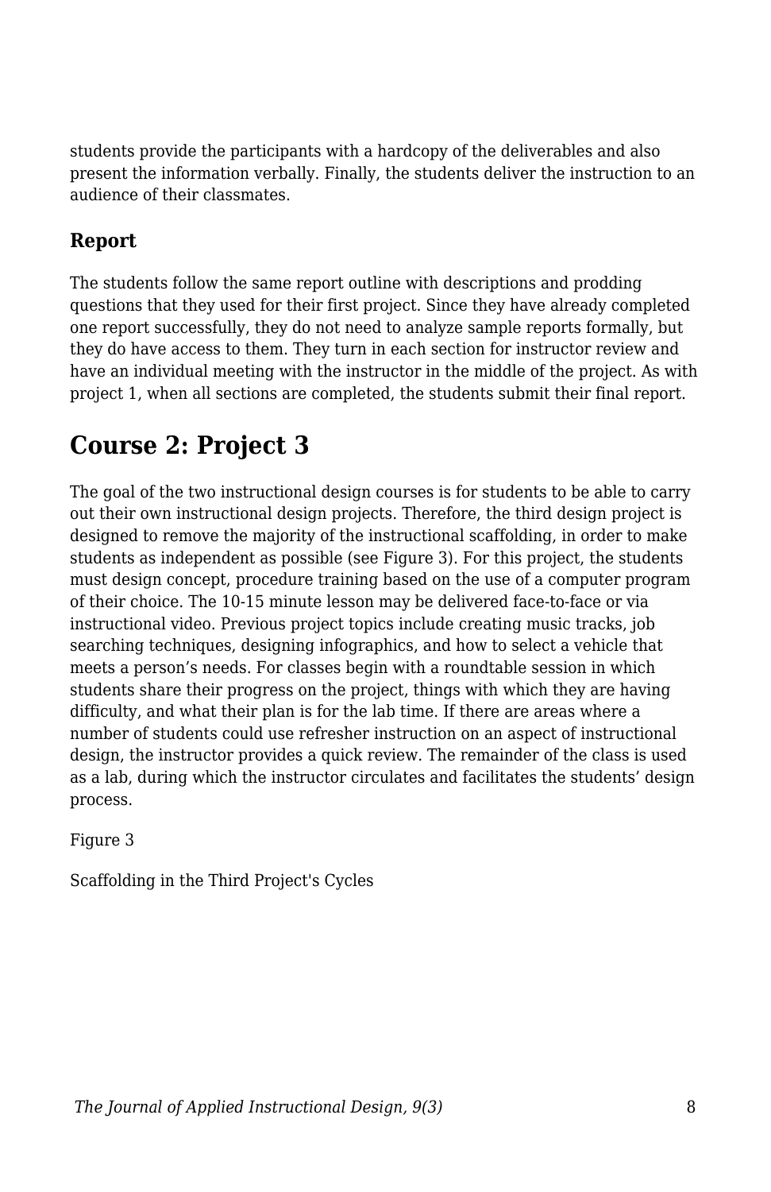students provide the participants with a hardcopy of the deliverables and also present the information verbally. Finally, the students deliver the instruction to an audience of their classmates.

### Report

The students follow the same report outline with descriptions and prodding questions that they used for their first project. Since they have already completed one report successfully, they do not need to analyze sample reports formally, but they do have access to them. They turn in each section for instructor review and have an individual meeting with the instructor in the middle of the project. As with project 1, when all sections are completed, the students submit their final report.

## Course 2: Project 3

The goal of the two instructional design courses is for students to be able to carry out their own instructional design projects. Therefore, the third design project is designed to remove the majority of the instructional scaffolding, in order to make students as independent as possible (see Figure 3). For this project, the students must design concept, procedure training based on the use of a computer program of their choice. The 10-15 minute lesson may be delivered face-to-face or via instructional video. Previous project topics include creating music tracks, job searching techniques, designing infographics, and how to select a vehicle that meets a person's needs. For classes begin with a roundtable session in which students share their progress on the project, things with which they are having difficulty, and what their plan is for the lab time. If there are areas where a number of students could use refresher instruction on an aspect of instructional design, the instructor provides a quick review. The remainder of the class is used as a lab, during which the instructor circulates and facilitates the students' design process.

Figure 3

Scaffolding in the Third Project's Cycles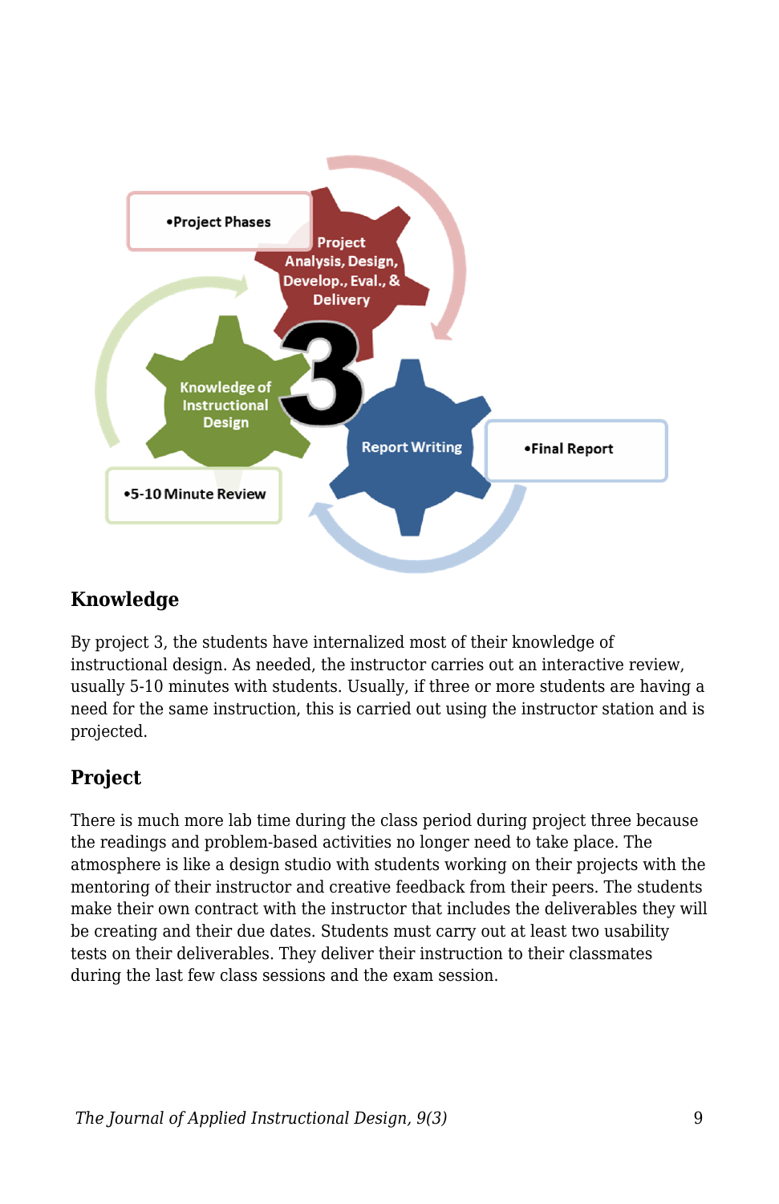## Knowledge

By project 3, the students have internalized most of their knowledge of instructional design. As needed, the instructor carries out an interactive review, usually 5-10 minutes with students. Usually, if three or more students are having a need for the same instruction, this is carried out using the instructor station and is projected.

## Project

There is much more lab time during the class period during project three because the readings and problem-based activities no longer need to take place. The atmosphere is like a design studio with students working on their projects with the mentoring of their instructor and creative feedback from their peers. The students make their own contract with the instructor that includes the deliverables they will be creating and their due dates. Students must carry out at least two usability tests on their deliverables. They deliver their instruction to their classmates during the last few class sessions and the exam session.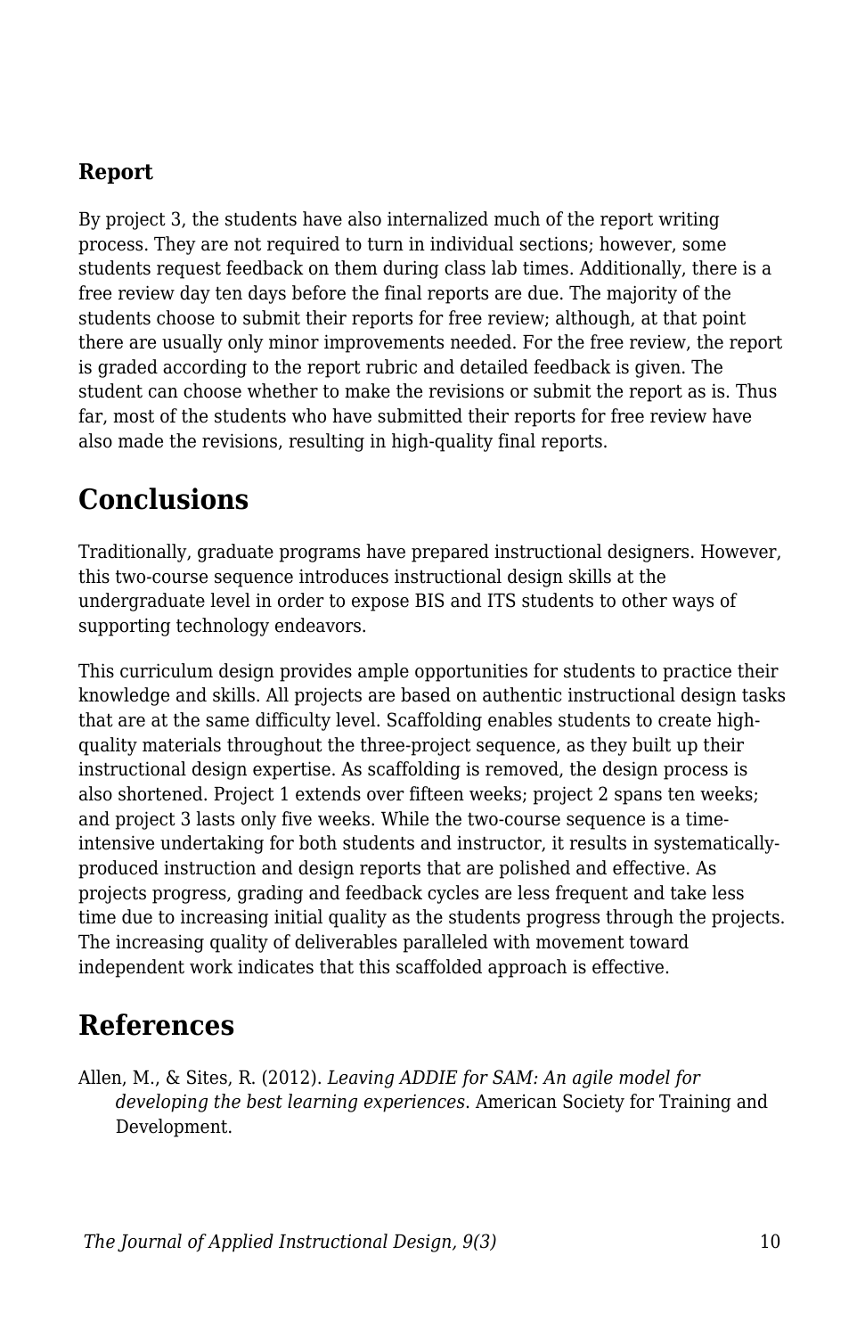### Report

By project 3, the students have also internalized much of the report writing process. They are not required to turn in individual sections; however, some students request feedback on them during class lab times. Additionally, there is a free review day ten days before the final reports are due. The majority of the students choose to submit their reports for free review; although, at that point there are usually only minor improvements needed. For the free review, the report is graded according to the report rubric and detailed feedback is given. The student can choose whether to make the revisions or submit the report as is. Thus far, most of the students who have submitted their reports for free review have also made the revisions, resulting in high-quality final reports.

## Conclusions

Traditionally, graduate programs have prepared instructional designers. However, this two-course sequence introduces instructional design skills at the undergraduate level in order to expose BIS and ITS students to other ways of supporting technology endeavors.

This curriculum design provides ample opportunities for students to practice their knowledge and skills. All projects are based on authentic instructional design tasks that are at the same difficulty level. Scaffolding enables students to create high-quality materials throughout the three-project sequence, as they built up their instructional design expertise. As scaffolding is removed, the design process is also shortened. Project 1 extends over fifteen weeks; project 2 spans ten weeks; and project 3 lasts only five weeks. While the two-course sequence is a time-intensive undertaking for both students and instructor, it results in systematically-produced instruction and design reports that are polished and effective. As projects progress, grading and feedback cycles are less frequent and take less time due to increasing initial quality as the students progress through the projects. The increasing quality of deliverables paralleled with movement toward independent work indicates that this scaffolded approach is effective.

## References

Allen, M., & Sites, R. (2012). *Leaving ADDIE for SAM: An agile model for developing the best learning experiences*. American Society for Training and Development.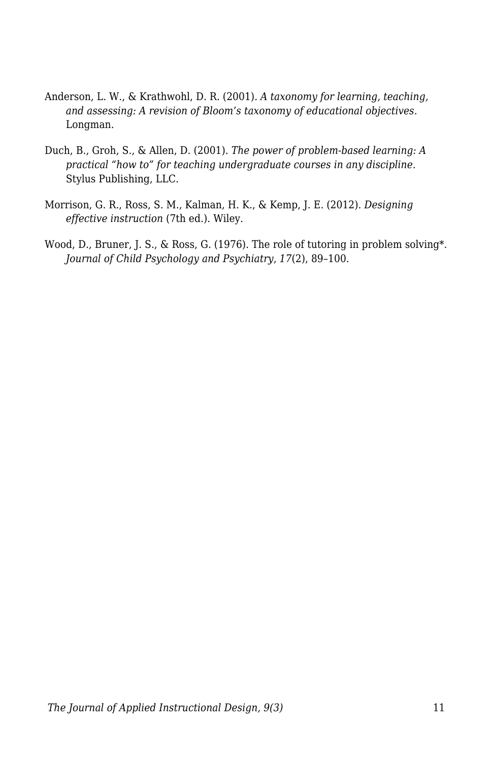Anderson, L. W., & Krathwohl, D. R. (2001). *A taxonomy for learning, teaching, and assessing: A revision of Bloom's taxonomy of educational objectives.* Longman.

Duch, B., Groh, S., & Allen, D. (2001). *The power of problem-based learning: A practical "how to" for teaching undergraduate courses in any discipline.* Stylus Publishing, LLC.

Morrison, G. R., Ross, S. M., Kalman, H. K., & Kemp, J. E. (2012). *Designing effective instruction* (7th ed.). Wiley.

Wood, D., Bruner, J. S., & Ross, G. (1976). The role of tutoring in problem solving*. *Journal of Child Psychology and Psychiatry*, *17*(2), 89–100.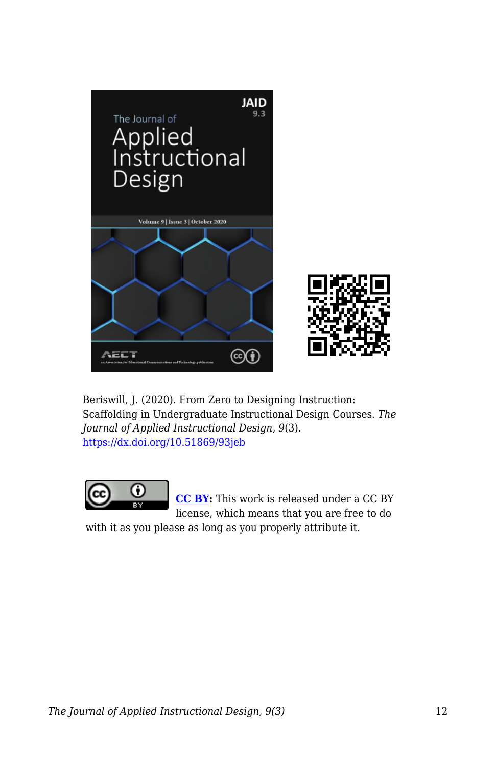Beriswill, J. (2020). From Zero to Designing Instruction: Scaffolding in Undergraduate Instructional Design Courses. *The Journal of Applied Instructional Design, 9*(3). https://dx.doi.org/10.51869/93jeb

**CC BY:** This work is released under a CC BY license, which means that you are free to do with it as you please as long as you properly attribute it.